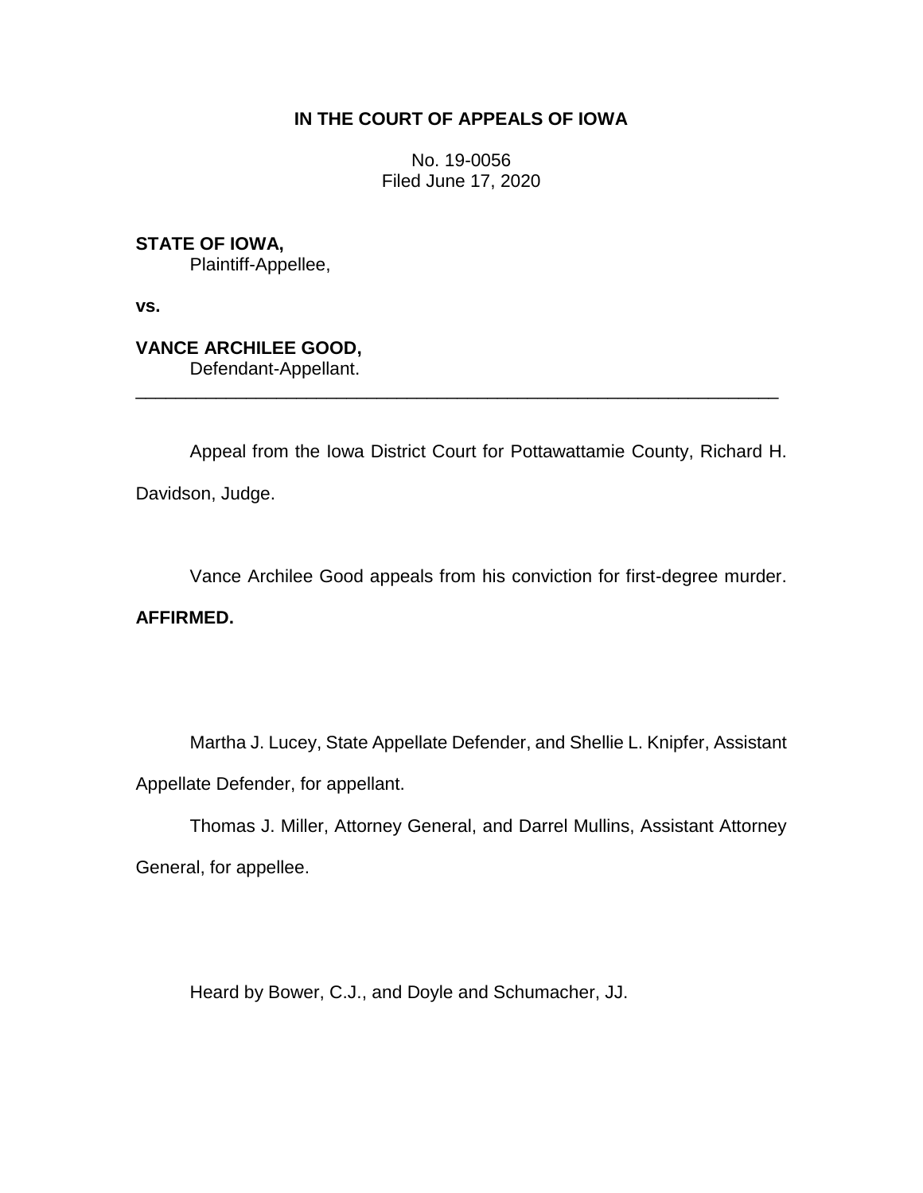**IN THE COURT OF APPEALS OF IOWA**

No. 19-0056
Filed June 17, 2020

**STATE OF IOWA,**
Plaintiff-Appellee,

**vs.**

**VANCE ARCHILEE GOOD,**
Defendant-Appellant.

---

Appeal from the Iowa District Court for Pottawattamie County, Richard H. Davidson, Judge.

Vance Archilee Good appeals from his conviction for first-degree murder. **AFFIRMED.**

Martha J. Lucey, State Appellate Defender, and Shellie L. Knipfer, Assistant Appellate Defender, for appellant.

Thomas J. Miller, Attorney General, and Darrel Mullins, Assistant Attorney General, for appellee.

Heard by Bower, C.J., and Doyle and Schumacher, JJ.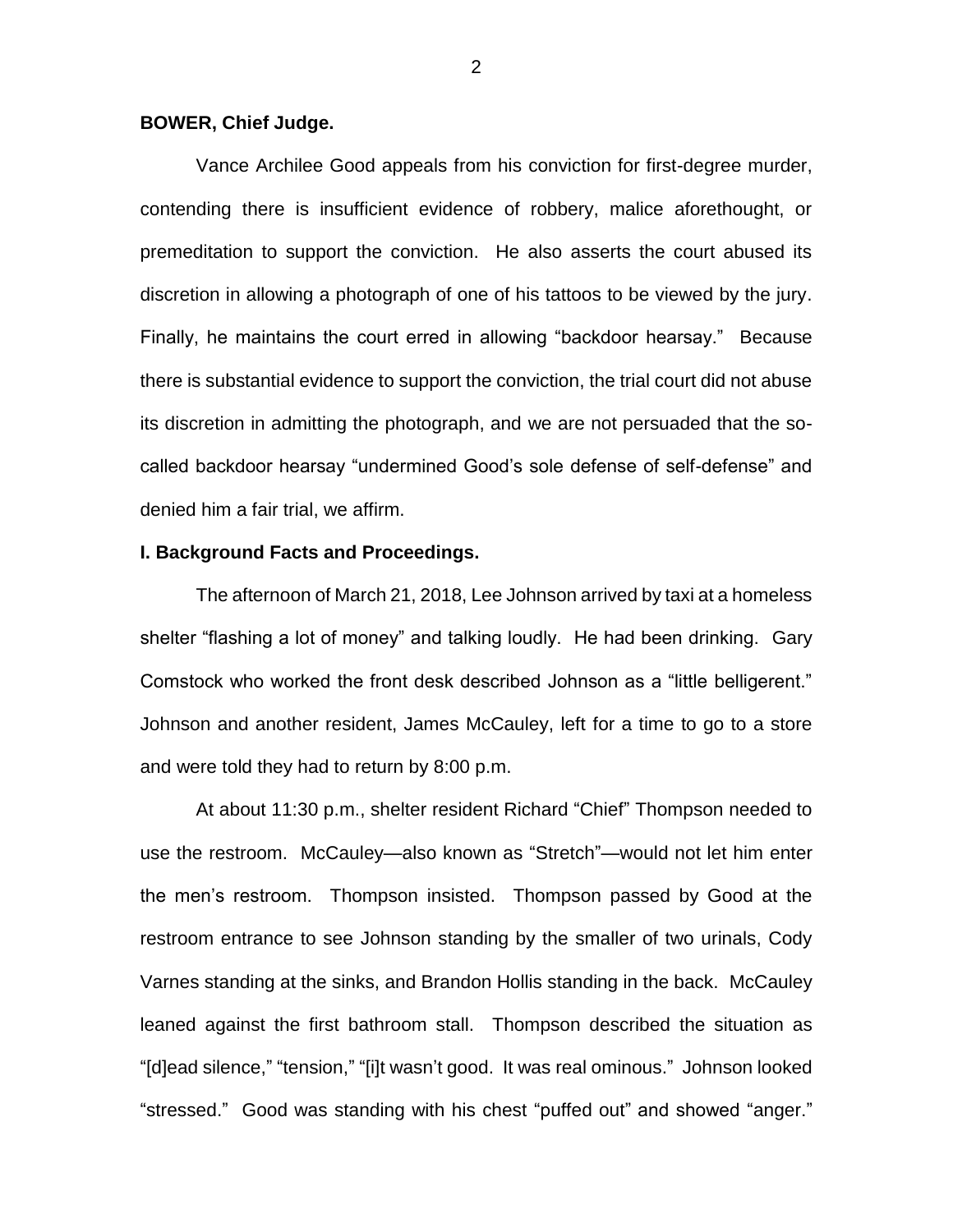**BOWER, Chief Judge.**

Vance Archilee Good appeals from his conviction for first-degree murder, contending there is insufficient evidence of robbery, malice aforethought, or premeditation to support the conviction. He also asserts the court abused its discretion in allowing a photograph of one of his tattoos to be viewed by the jury. Finally, he maintains the court erred in allowing "backdoor hearsay." Because there is substantial evidence to support the conviction, the trial court did not abuse its discretion in admitting the photograph, and we are not persuaded that the so-called backdoor hearsay "undermined Good's sole defense of self-defense" and denied him a fair trial, we affirm.

## I. Background Facts and Proceedings.

The afternoon of March 21, 2018, Lee Johnson arrived by taxi at a homeless shelter "flashing a lot of money" and talking loudly. He had been drinking. Gary Comstock who worked the front desk described Johnson as a "little belligerent." Johnson and another resident, James McCauley, left for a time to go to a store and were told they had to return by 8:00 p.m.

At about 11:30 p.m., shelter resident Richard "Chief" Thompson needed to use the restroom. McCauley—also known as "Stretch"—would not let him enter the men's restroom. Thompson insisted. Thompson passed by Good at the restroom entrance to see Johnson standing by the smaller of two urinals, Cody Varnes standing at the sinks, and Brandon Hollis standing in the back. McCauley leaned against the first bathroom stall. Thompson described the situation as "[d]ead silence," "tension," "[i]t wasn't good. It was real ominous." Johnson looked "stressed." Good was standing with his chest "puffed out" and showed "anger."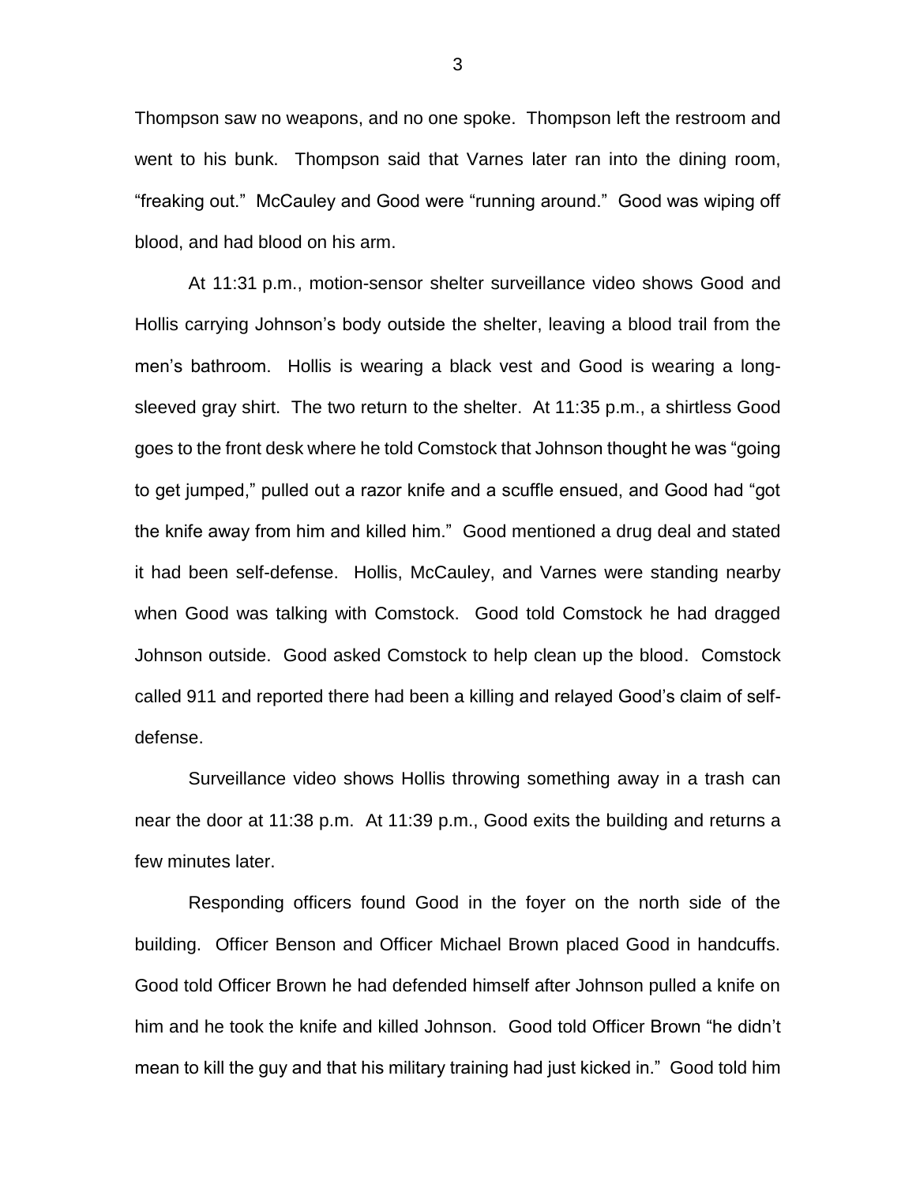Thompson saw no weapons, and no one spoke. Thompson left the restroom and went to his bunk. Thompson said that Varnes later ran into the dining room, "freaking out." McCauley and Good were "running around." Good was wiping off blood, and had blood on his arm.

At 11:31 p.m., motion-sensor shelter surveillance video shows Good and Hollis carrying Johnson's body outside the shelter, leaving a blood trail from the men's bathroom. Hollis is wearing a black vest and Good is wearing a long-sleeved gray shirt. The two return to the shelter. At 11:35 p.m., a shirtless Good goes to the front desk where he told Comstock that Johnson thought he was "going to get jumped," pulled out a razor knife and a scuffle ensued, and Good had "got the knife away from him and killed him." Good mentioned a drug deal and stated it had been self-defense. Hollis, McCauley, and Varnes were standing nearby when Good was talking with Comstock. Good told Comstock he had dragged Johnson outside. Good asked Comstock to help clean up the blood. Comstock called 911 and reported there had been a killing and relayed Good's claim of self-defense.

Surveillance video shows Hollis throwing something away in a trash can near the door at 11:38 p.m. At 11:39 p.m., Good exits the building and returns a few minutes later.

Responding officers found Good in the foyer on the north side of the building. Officer Benson and Officer Michael Brown placed Good in handcuffs. Good told Officer Brown he had defended himself after Johnson pulled a knife on him and he took the knife and killed Johnson. Good told Officer Brown "he didn't mean to kill the guy and that his military training had just kicked in." Good told him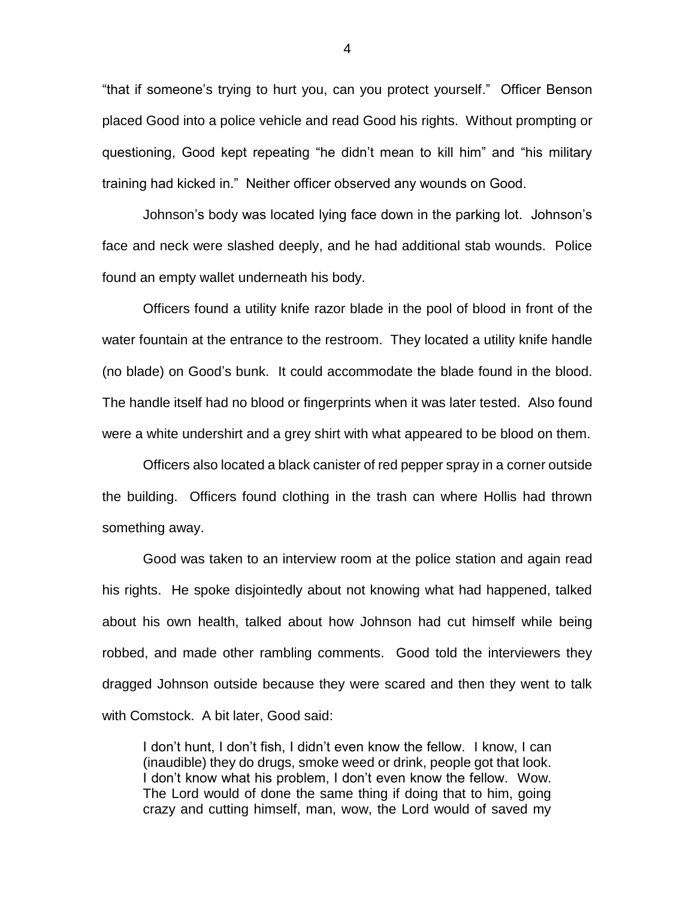"that if someone's trying to hurt you, can you protect yourself." Officer Benson placed Good into a police vehicle and read Good his rights. Without prompting or questioning, Good kept repeating "he didn't mean to kill him" and "his military training had kicked in." Neither officer observed any wounds on Good.

Johnson's body was located lying face down in the parking lot. Johnson's face and neck were slashed deeply, and he had additional stab wounds. Police found an empty wallet underneath his body.

Officers found a utility knife razor blade in the pool of blood in front of the water fountain at the entrance to the restroom. They located a utility knife handle (no blade) on Good's bunk. It could accommodate the blade found in the blood. The handle itself had no blood or fingerprints when it was later tested. Also found were a white undershirt and a grey shirt with what appeared to be blood on them.

Officers also located a black canister of red pepper spray in a corner outside the building. Officers found clothing in the trash can where Hollis had thrown something away.

Good was taken to an interview room at the police station and again read his rights. He spoke disjointedly about not knowing what had happened, talked about his own health, talked about how Johnson had cut himself while being robbed, and made other rambling comments. Good told the interviewers they dragged Johnson outside because they were scared and then they went to talk with Comstock. A bit later, Good said:

> I don't hunt, I don't fish, I didn't even know the fellow. I know, I can (inaudible) they do drugs, smoke weed or drink, people got that look. I don't know what his problem, I don't even know the fellow. Wow. The Lord would of done the same thing if doing that to him, going crazy and cutting himself, man, wow, the Lord would of saved my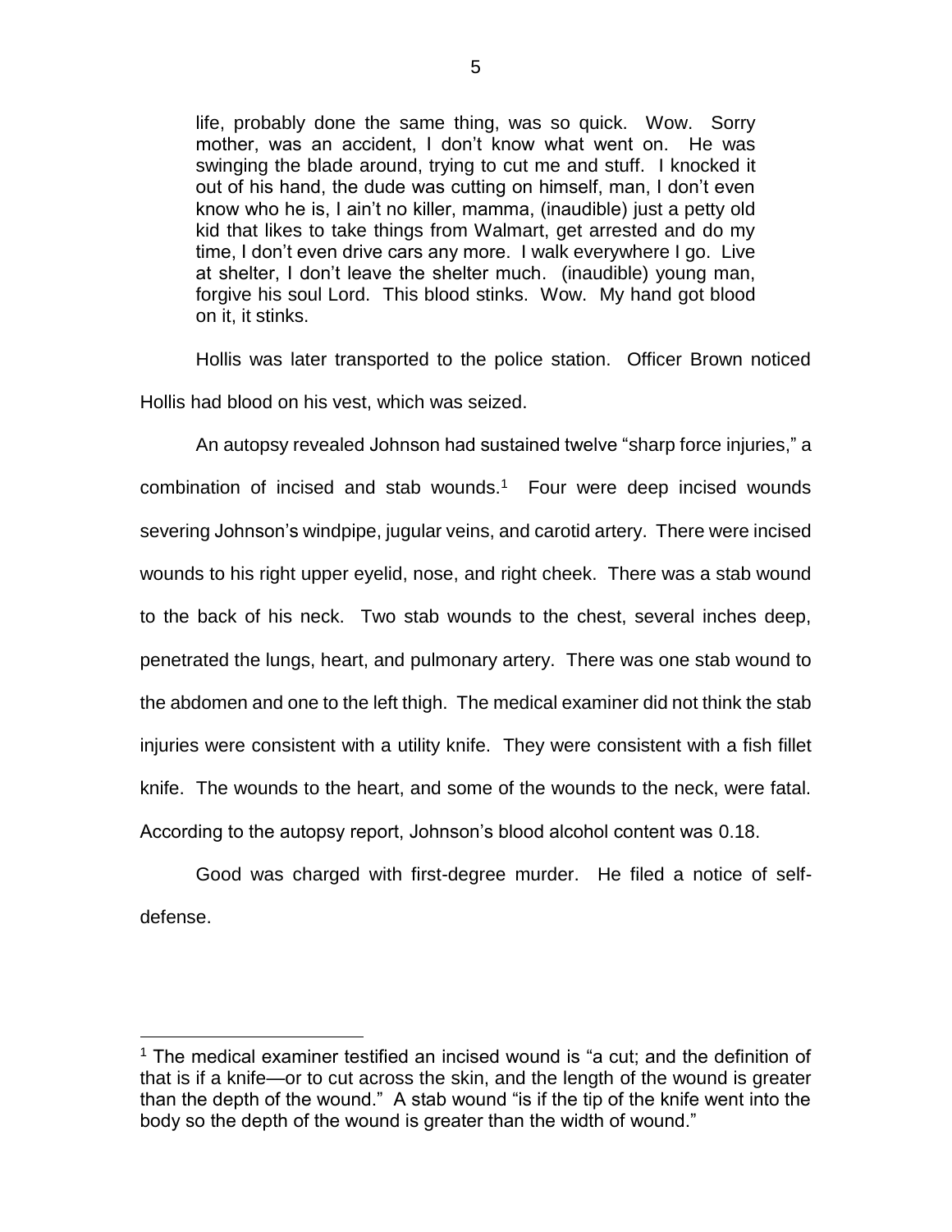> life, probably done the same thing, was so quick. Wow. Sorry mother, was an accident, I don't know what went on. He was swinging the blade around, trying to cut me and stuff. I knocked it out of his hand, the dude was cutting on himself, man, I don't even know who he is, I ain't no killer, mamma, (inaudible) just a petty old kid that likes to take things from Walmart, get arrested and do my time, I don't even drive cars any more. I walk everywhere I go. Live at shelter, I don't leave the shelter much. (inaudible) young man, forgive his soul Lord. This blood stinks. Wow. My hand got blood on it, it stinks.

Hollis was later transported to the police station. Officer Brown noticed Hollis had blood on his vest, which was seized.

An autopsy revealed Johnson had sustained twelve "sharp force injuries," a combination of incised and stab wounds.[1] Four were deep incised wounds severing Johnson's windpipe, jugular veins, and carotid artery. There were incised wounds to his right upper eyelid, nose, and right cheek. There was a stab wound to the back of his neck. Two stab wounds to the chest, several inches deep, penetrated the lungs, heart, and pulmonary artery. There was one stab wound to the abdomen and one to the left thigh. The medical examiner did not think the stab injuries were consistent with a utility knife. They were consistent with a fish fillet knife. The wounds to the heart, and some of the wounds to the neck, were fatal. According to the autopsy report, Johnson's blood alcohol content was 0.18.

Good was charged with first-degree murder. He filed a notice of self-defense.

---

[1] The medical examiner testified an incised wound is "a cut; and the definition of that is if a knife—or to cut across the skin, and the length of the wound is greater than the depth of the wound." A stab wound "is if the tip of the knife went into the body so the depth of the wound is greater than the width of wound."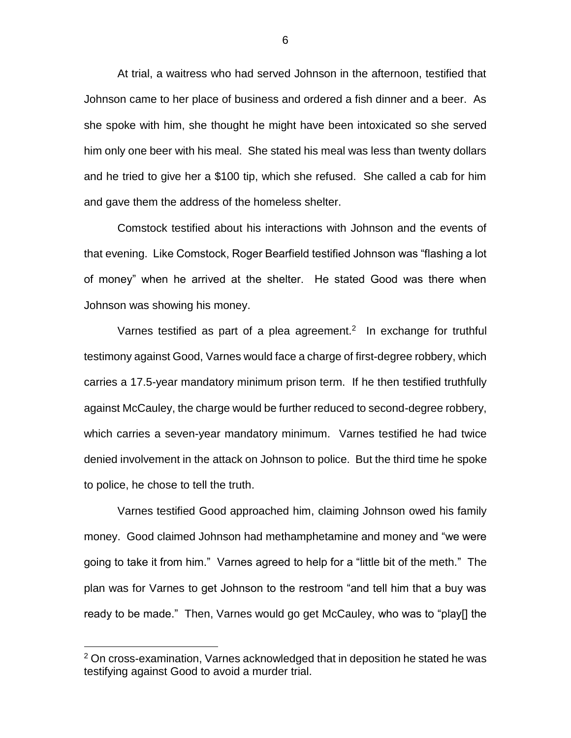At trial, a waitress who had served Johnson in the afternoon, testified that Johnson came to her place of business and ordered a fish dinner and a beer. As she spoke with him, she thought he might have been intoxicated so she served him only one beer with his meal. She stated his meal was less than twenty dollars and he tried to give her a $100 tip, which she refused. She called a cab for him and gave them the address of the homeless shelter.

Comstock testified about his interactions with Johnson and the events of that evening. Like Comstock, Roger Bearfield testified Johnson was "flashing a lot of money" when he arrived at the shelter. He stated Good was there when Johnson was showing his money.

Varnes testified as part of a plea agreement.[2] In exchange for truthful testimony against Good, Varnes would face a charge of first-degree robbery, which carries a 17.5-year mandatory minimum prison term. If he then testified truthfully against McCauley, the charge would be further reduced to second-degree robbery, which carries a seven-year mandatory minimum. Varnes testified he had twice denied involvement in the attack on Johnson to police. But the third time he spoke to police, he chose to tell the truth.

Varnes testified Good approached him, claiming Johnson owed his family money. Good claimed Johnson had methamphetamine and money and "we were going to take it from him." Varnes agreed to help for a "little bit of the meth." The plan was for Varnes to get Johnson to the restroom "and tell him that a buy was ready to be made." Then, Varnes would go get McCauley, who was to "play[] the

[2] On cross-examination, Varnes acknowledged that in deposition he stated he was testifying against Good to avoid a murder trial.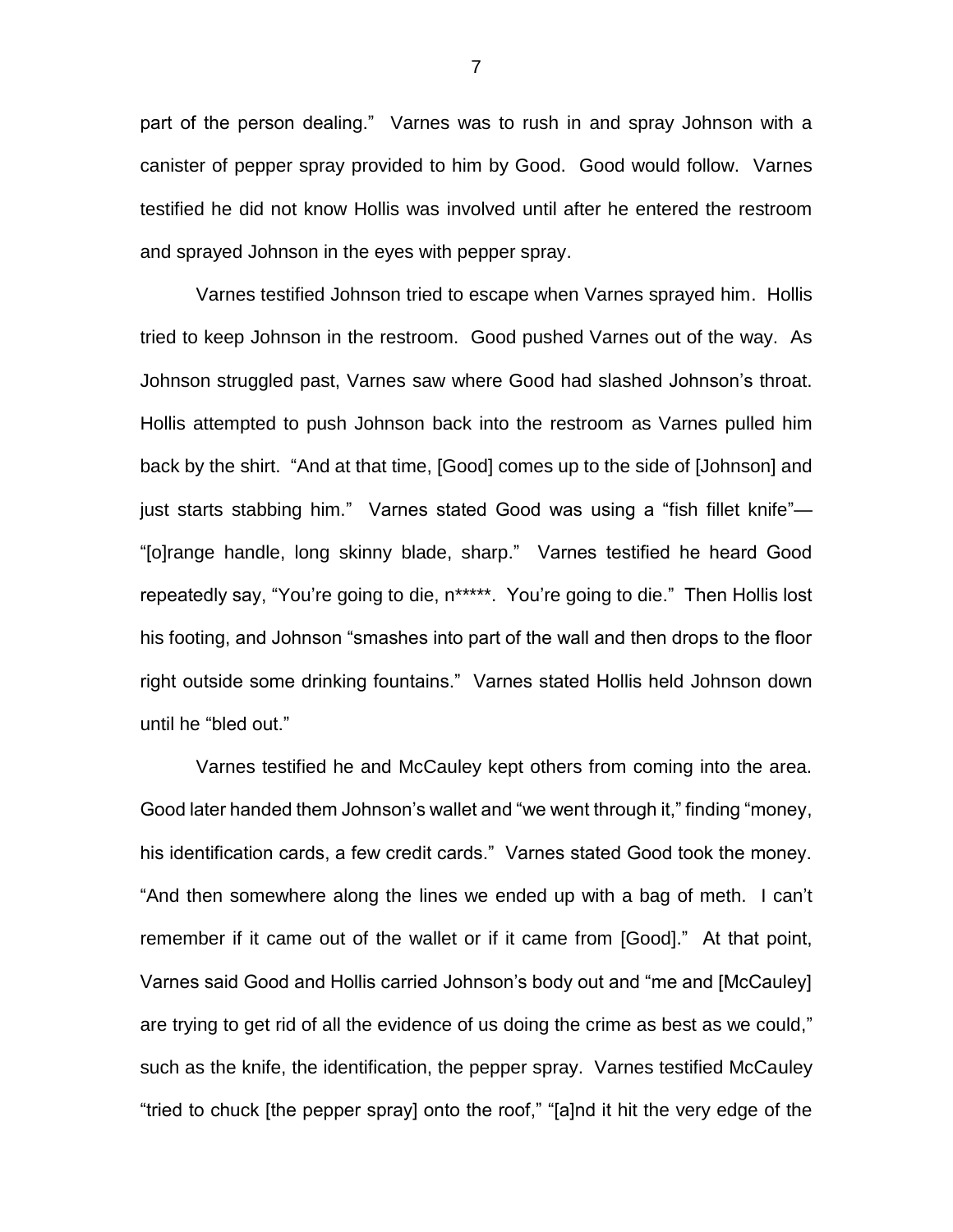part of the person dealing." Varnes was to rush in and spray Johnson with a canister of pepper spray provided to him by Good. Good would follow. Varnes testified he did not know Hollis was involved until after he entered the restroom and sprayed Johnson in the eyes with pepper spray.

Varnes testified Johnson tried to escape when Varnes sprayed him. Hollis tried to keep Johnson in the restroom. Good pushed Varnes out of the way. As Johnson struggled past, Varnes saw where Good had slashed Johnson's throat. Hollis attempted to push Johnson back into the restroom as Varnes pulled him back by the shirt. "And at that time, [Good] comes up to the side of [Johnson] and just starts stabbing him." Varnes stated Good was using a "fish fillet knife"—"[o]range handle, long skinny blade, sharp." Varnes testified he heard Good repeatedly say, "You're going to die, n*****. You're going to die." Then Hollis lost his footing, and Johnson "smashes into part of the wall and then drops to the floor right outside some drinking fountains." Varnes stated Hollis held Johnson down until he "bled out."

Varnes testified he and McCauley kept others from coming into the area. Good later handed them Johnson's wallet and "we went through it," finding "money, his identification cards, a few credit cards." Varnes stated Good took the money. "And then somewhere along the lines we ended up with a bag of meth. I can't remember if it came out of the wallet or if it came from [Good]." At that point, Varnes said Good and Hollis carried Johnson's body out and "me and [McCauley] are trying to get rid of all the evidence of us doing the crime as best as we could," such as the knife, the identification, the pepper spray. Varnes testified McCauley "tried to chuck [the pepper spray] onto the roof," "[a]nd it hit the very edge of the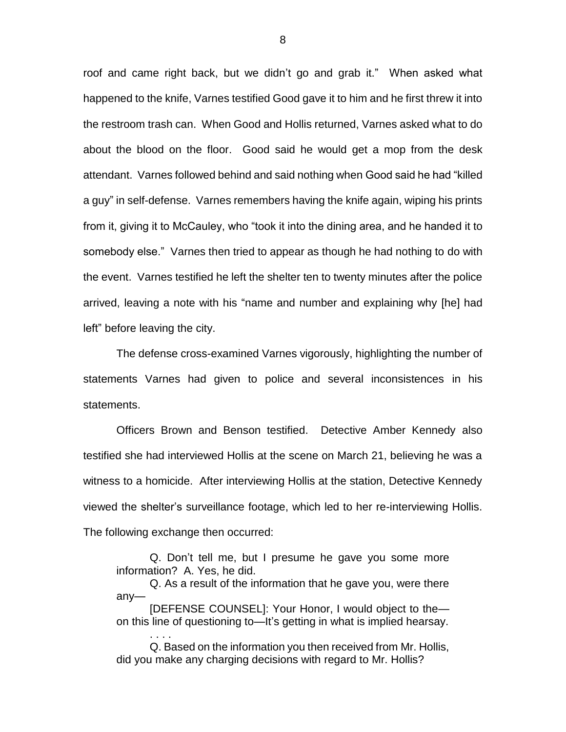roof and came right back, but we didn't go and grab it." When asked what happened to the knife, Varnes testified Good gave it to him and he first threw it into the restroom trash can. When Good and Hollis returned, Varnes asked what to do about the blood on the floor. Good said he would get a mop from the desk attendant. Varnes followed behind and said nothing when Good said he had "killed a guy" in self-defense. Varnes remembers having the knife again, wiping his prints from it, giving it to McCauley, who "took it into the dining area, and he handed it to somebody else." Varnes then tried to appear as though he had nothing to do with the event. Varnes testified he left the shelter ten to twenty minutes after the police arrived, leaving a note with his "name and number and explaining why [he] had left" before leaving the city.

The defense cross-examined Varnes vigorously, highlighting the number of statements Varnes had given to police and several inconsistences in his statements.

Officers Brown and Benson testified. Detective Amber Kennedy also testified she had interviewed Hollis at the scene on March 21, believing he was a witness to a homicide. After interviewing Hollis at the station, Detective Kennedy viewed the shelter's surveillance footage, which led to her re-interviewing Hollis. The following exchange then occurred:

> Q. Don't tell me, but I presume he gave you some more information? A. Yes, he did.
>
> Q. As a result of the information that he gave you, were there any—
>
> [DEFENSE COUNSEL]: Your Honor, I would object to the—on this line of questioning to—It's getting in what is implied hearsay.
>
> . . . .
>
> Q. Based on the information you then received from Mr. Hollis, did you make any charging decisions with regard to Mr. Hollis?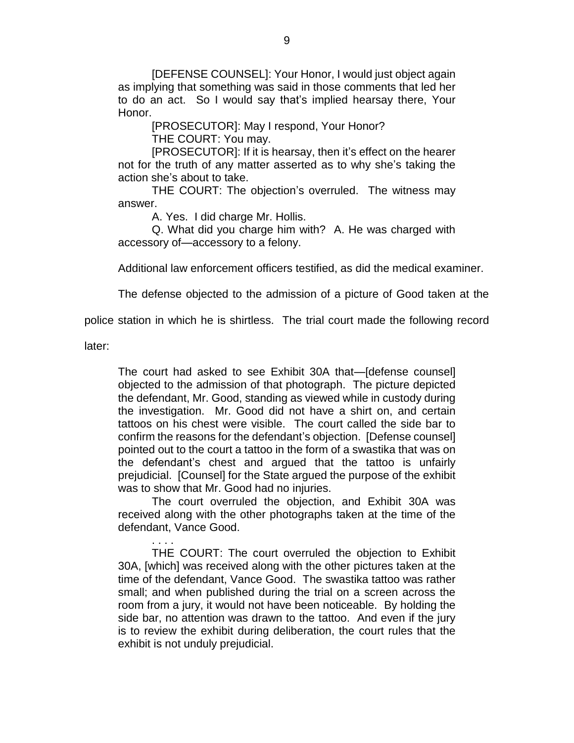> [DEFENSE COUNSEL]: Your Honor, I would just object again as implying that something was said in those comments that led her to do an act. So I would say that's implied hearsay there, Your Honor.
>
> [PROSECUTOR]: May I respond, Your Honor?
>
> THE COURT: You may.
>
> [PROSECUTOR]: If it is hearsay, then it's effect on the hearer not for the truth of any matter asserted as to why she's taking the action she's about to take.
>
> THE COURT: The objection's overruled. The witness may answer.
>
> A. Yes. I did charge Mr. Hollis.
>
> Q. What did you charge him with? A. He was charged with accessory of—accessory to a felony.

Additional law enforcement officers testified, as did the medical examiner.

The defense objected to the admission of a picture of Good taken at the police station in which he is shirtless. The trial court made the following record later:

> The court had asked to see Exhibit 30A that—[defense counsel] objected to the admission of that photograph. The picture depicted the defendant, Mr. Good, standing as viewed while in custody during the investigation. Mr. Good did not have a shirt on, and certain tattoos on his chest were visible. The court called the side bar to confirm the reasons for the defendant's objection. [Defense counsel] pointed out to the court a tattoo in the form of a swastika that was on the defendant's chest and argued that the tattoo is unfairly prejudicial. [Counsel] for the State argued the purpose of the exhibit was to show that Mr. Good had no injuries.
>
> The court overruled the objection, and Exhibit 30A was received along with the other photographs taken at the time of the defendant, Vance Good.
>
> . . . .
>
> THE COURT: The court overruled the objection to Exhibit 30A, [which] was received along with the other pictures taken at the time of the defendant, Vance Good. The swastika tattoo was rather small; and when published during the trial on a screen across the room from a jury, it would not have been noticeable. By holding the side bar, no attention was drawn to the tattoo. And even if the jury is to review the exhibit during deliberation, the court rules that the exhibit is not unduly prejudicial.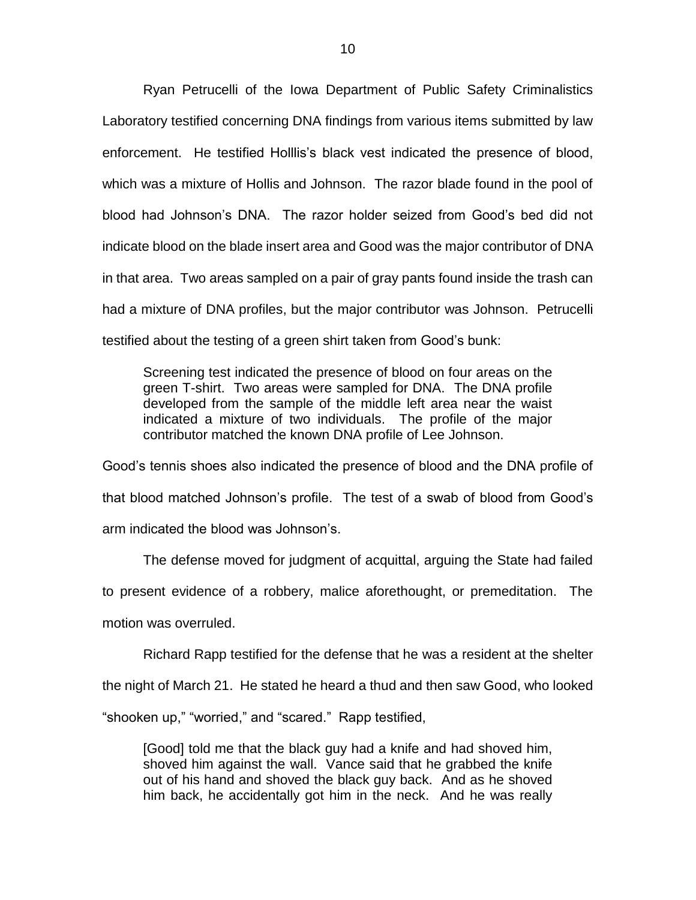Ryan Petrucelli of the Iowa Department of Public Safety Criminalistics Laboratory testified concerning DNA findings from various items submitted by law enforcement. He testified Holllis's black vest indicated the presence of blood, which was a mixture of Hollis and Johnson. The razor blade found in the pool of blood had Johnson's DNA. The razor holder seized from Good's bed did not indicate blood on the blade insert area and Good was the major contributor of DNA in that area. Two areas sampled on a pair of gray pants found inside the trash can had a mixture of DNA profiles, but the major contributor was Johnson. Petrucelli testified about the testing of a green shirt taken from Good's bunk:

> Screening test indicated the presence of blood on four areas on the green T-shirt. Two areas were sampled for DNA. The DNA profile developed from the sample of the middle left area near the waist indicated a mixture of two individuals. The profile of the major contributor matched the known DNA profile of Lee Johnson.

Good's tennis shoes also indicated the presence of blood and the DNA profile of that blood matched Johnson's profile. The test of a swab of blood from Good's arm indicated the blood was Johnson's.

The defense moved for judgment of acquittal, arguing the State had failed to present evidence of a robbery, malice aforethought, or premeditation. The motion was overruled.

Richard Rapp testified for the defense that he was a resident at the shelter the night of March 21. He stated he heard a thud and then saw Good, who looked "shooken up," "worried," and "scared." Rapp testified,

> [Good] told me that the black guy had a knife and had shoved him, shoved him against the wall. Vance said that he grabbed the knife out of his hand and shoved the black guy back. And as he shoved him back, he accidentally got him in the neck. And he was really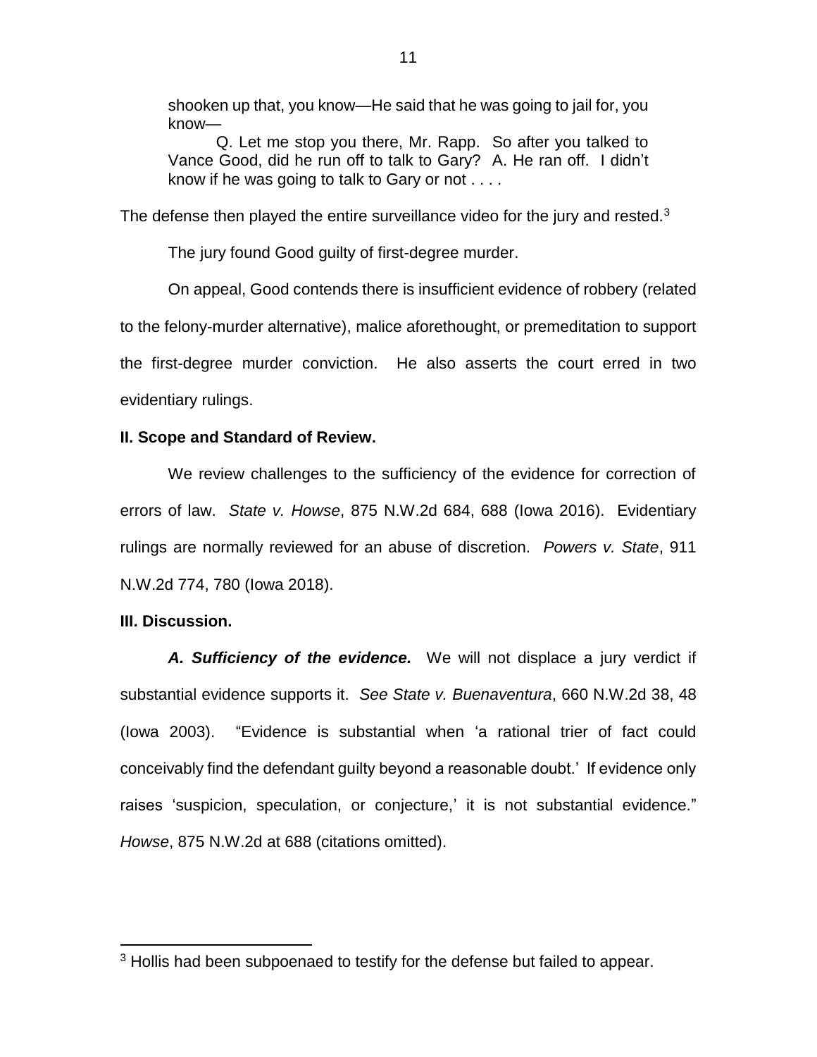> shooken up that, you know—He said that he was going to jail for, you know—
>
> Q. Let me stop you there, Mr. Rapp. So after you talked to Vance Good, did he run off to talk to Gary? A. He ran off. I didn't know if he was going to talk to Gary or not . . . .

The defense then played the entire surveillance video for the jury and rested.[3]

The jury found Good guilty of first-degree murder.

On appeal, Good contends there is insufficient evidence of robbery (related to the felony-murder alternative), malice aforethought, or premeditation to support the first-degree murder conviction. He also asserts the court erred in two evidentiary rulings.

**II. Scope and Standard of Review.**

We review challenges to the sufficiency of the evidence for correction of errors of law. *State v. Howse*, 875 N.W.2d 684, 688 (Iowa 2016). Evidentiary rulings are normally reviewed for an abuse of discretion. *Powers v. State*, 911 N.W.2d 774, 780 (Iowa 2018).

**III. Discussion.**

***A. Sufficiency of the evidence.*** We will not displace a jury verdict if substantial evidence supports it. *See State v. Buenaventura*, 660 N.W.2d 38, 48 (Iowa 2003). "Evidence is substantial when 'a rational trier of fact could conceivably find the defendant guilty beyond a reasonable doubt.' If evidence only raises 'suspicion, speculation, or conjecture,' it is not substantial evidence." *Howse*, 875 N.W.2d at 688 (citations omitted).

---

[3] Hollis had been subpoenaed to testify for the defense but failed to appear.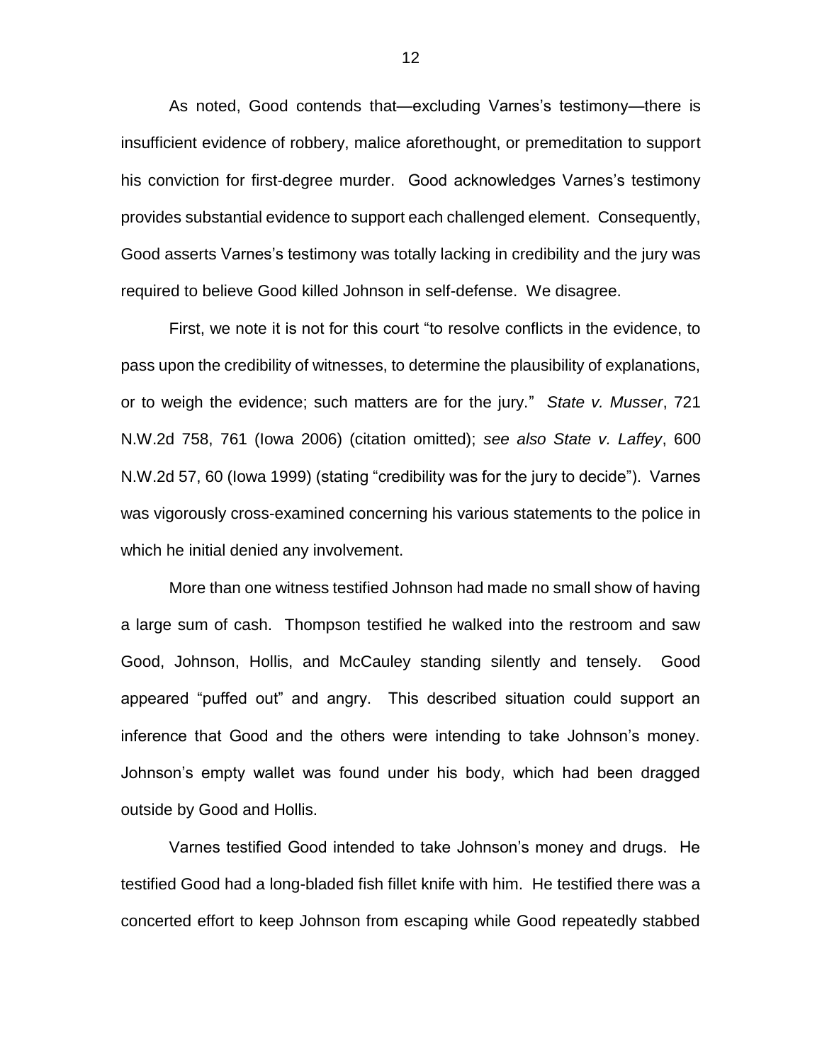As noted, Good contends that—excluding Varnes's testimony—there is insufficient evidence of robbery, malice aforethought, or premeditation to support his conviction for first-degree murder. Good acknowledges Varnes's testimony provides substantial evidence to support each challenged element. Consequently, Good asserts Varnes's testimony was totally lacking in credibility and the jury was required to believe Good killed Johnson in self-defense. We disagree.

First, we note it is not for this court "to resolve conflicts in the evidence, to pass upon the credibility of witnesses, to determine the plausibility of explanations, or to weigh the evidence; such matters are for the jury." *State v. Musser*, 721 N.W.2d 758, 761 (Iowa 2006) (citation omitted); *see also State v. Laffey*, 600 N.W.2d 57, 60 (Iowa 1999) (stating "credibility was for the jury to decide"). Varnes was vigorously cross-examined concerning his various statements to the police in which he initial denied any involvement.

More than one witness testified Johnson had made no small show of having a large sum of cash. Thompson testified he walked into the restroom and saw Good, Johnson, Hollis, and McCauley standing silently and tensely. Good appeared "puffed out" and angry. This described situation could support an inference that Good and the others were intending to take Johnson's money. Johnson's empty wallet was found under his body, which had been dragged outside by Good and Hollis.

Varnes testified Good intended to take Johnson's money and drugs. He testified Good had a long-bladed fish fillet knife with him. He testified there was a concerted effort to keep Johnson from escaping while Good repeatedly stabbed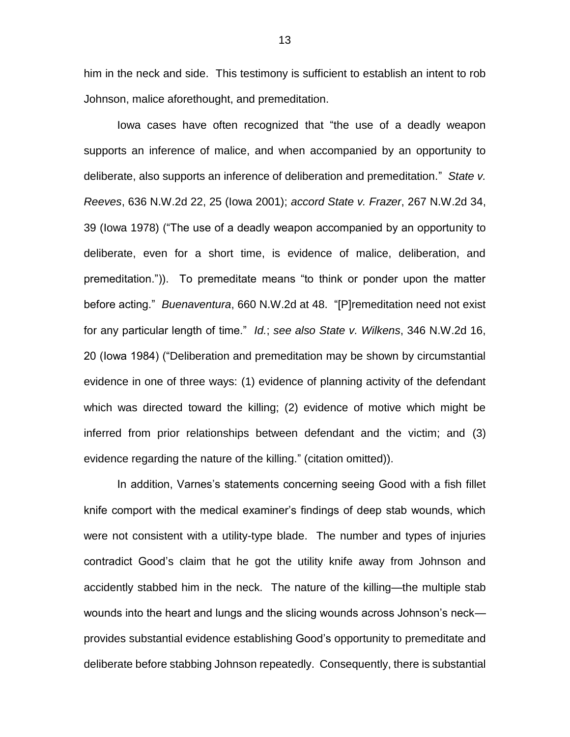him in the neck and side. This testimony is sufficient to establish an intent to rob Johnson, malice aforethought, and premeditation.

Iowa cases have often recognized that "the use of a deadly weapon supports an inference of malice, and when accompanied by an opportunity to deliberate, also supports an inference of deliberation and premeditation." *State v. Reeves*, 636 N.W.2d 22, 25 (Iowa 2001); *accord State v. Frazer*, 267 N.W.2d 34, 39 (Iowa 1978) ("The use of a deadly weapon accompanied by an opportunity to deliberate, even for a short time, is evidence of malice, deliberation, and premeditation.")). To premeditate means "to think or ponder upon the matter before acting." *Buenaventura*, 660 N.W.2d at 48. "[P]remeditation need not exist for any particular length of time." *Id.*; *see also State v. Wilkens*, 346 N.W.2d 16, 20 (Iowa 1984) ("Deliberation and premeditation may be shown by circumstantial evidence in one of three ways: (1) evidence of planning activity of the defendant which was directed toward the killing; (2) evidence of motive which might be inferred from prior relationships between defendant and the victim; and (3) evidence regarding the nature of the killing." (citation omitted)).

In addition, Varnes's statements concerning seeing Good with a fish fillet knife comport with the medical examiner's findings of deep stab wounds, which were not consistent with a utility-type blade. The number and types of injuries contradict Good's claim that he got the utility knife away from Johnson and accidently stabbed him in the neck. The nature of the killing—the multiple stab wounds into the heart and lungs and the slicing wounds across Johnson's neck—provides substantial evidence establishing Good's opportunity to premeditate and deliberate before stabbing Johnson repeatedly. Consequently, there is substantial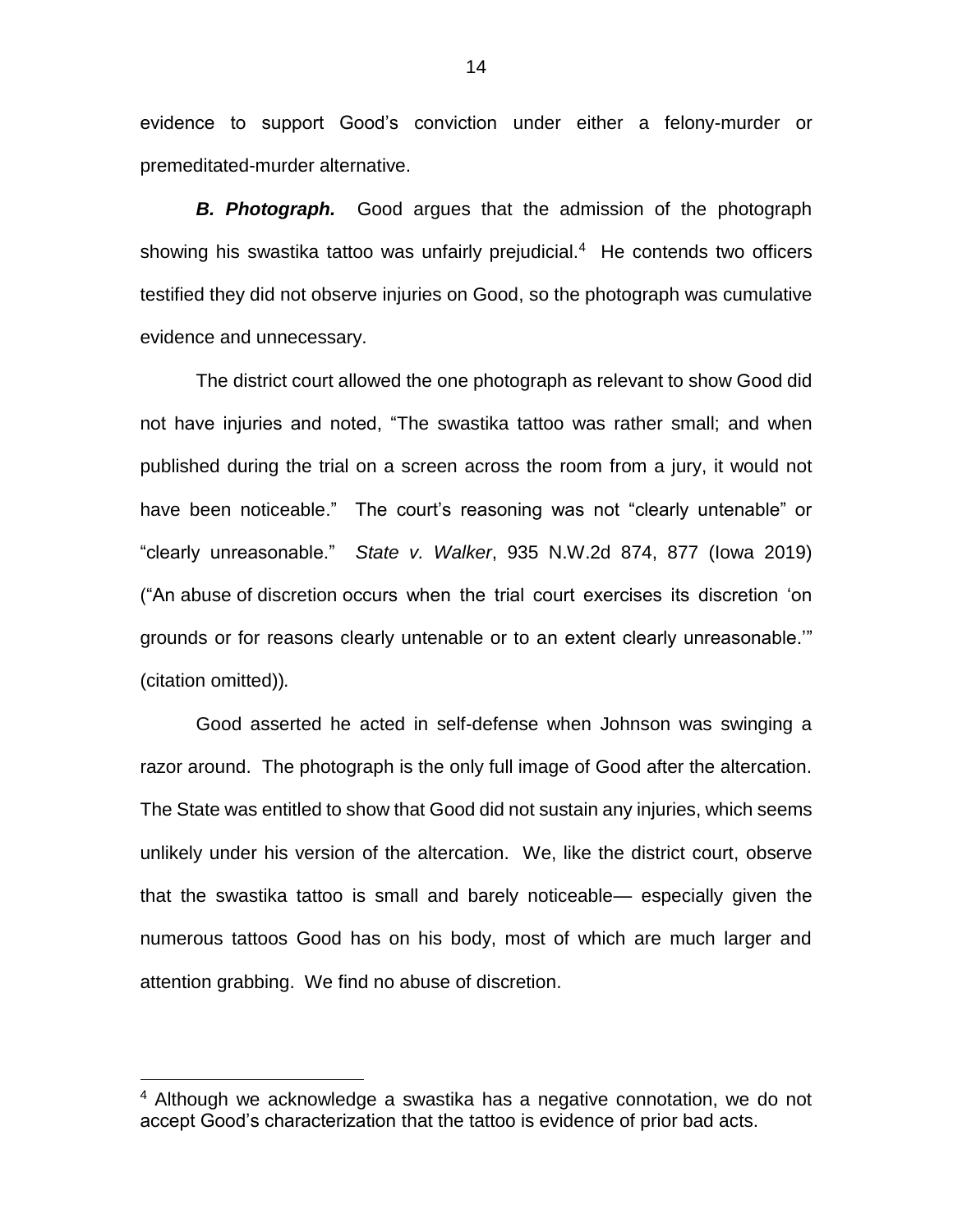evidence to support Good's conviction under either a felony-murder or premeditated-murder alternative.

***B. Photograph.*** Good argues that the admission of the photograph showing his swastika tattoo was unfairly prejudicial.[4] He contends two officers testified they did not observe injuries on Good, so the photograph was cumulative evidence and unnecessary.

The district court allowed the one photograph as relevant to show Good did not have injuries and noted, "The swastika tattoo was rather small; and when published during the trial on a screen across the room from a jury, it would not have been noticeable." The court's reasoning was not "clearly untenable" or "clearly unreasonable." *State v. Walker*, 935 N.W.2d 874, 877 (Iowa 2019) ("An abuse of discretion occurs when the trial court exercises its discretion 'on grounds or for reasons clearly untenable or to an extent clearly unreasonable.'" (citation omitted)).

Good asserted he acted in self-defense when Johnson was swinging a razor around. The photograph is the only full image of Good after the altercation. The State was entitled to show that Good did not sustain any injuries, which seems unlikely under his version of the altercation. We, like the district court, observe that the swastika tattoo is small and barely noticeable— especially given the numerous tattoos Good has on his body, most of which are much larger and attention grabbing. We find no abuse of discretion.

[4] Although we acknowledge a swastika has a negative connotation, we do not accept Good's characterization that the tattoo is evidence of prior bad acts.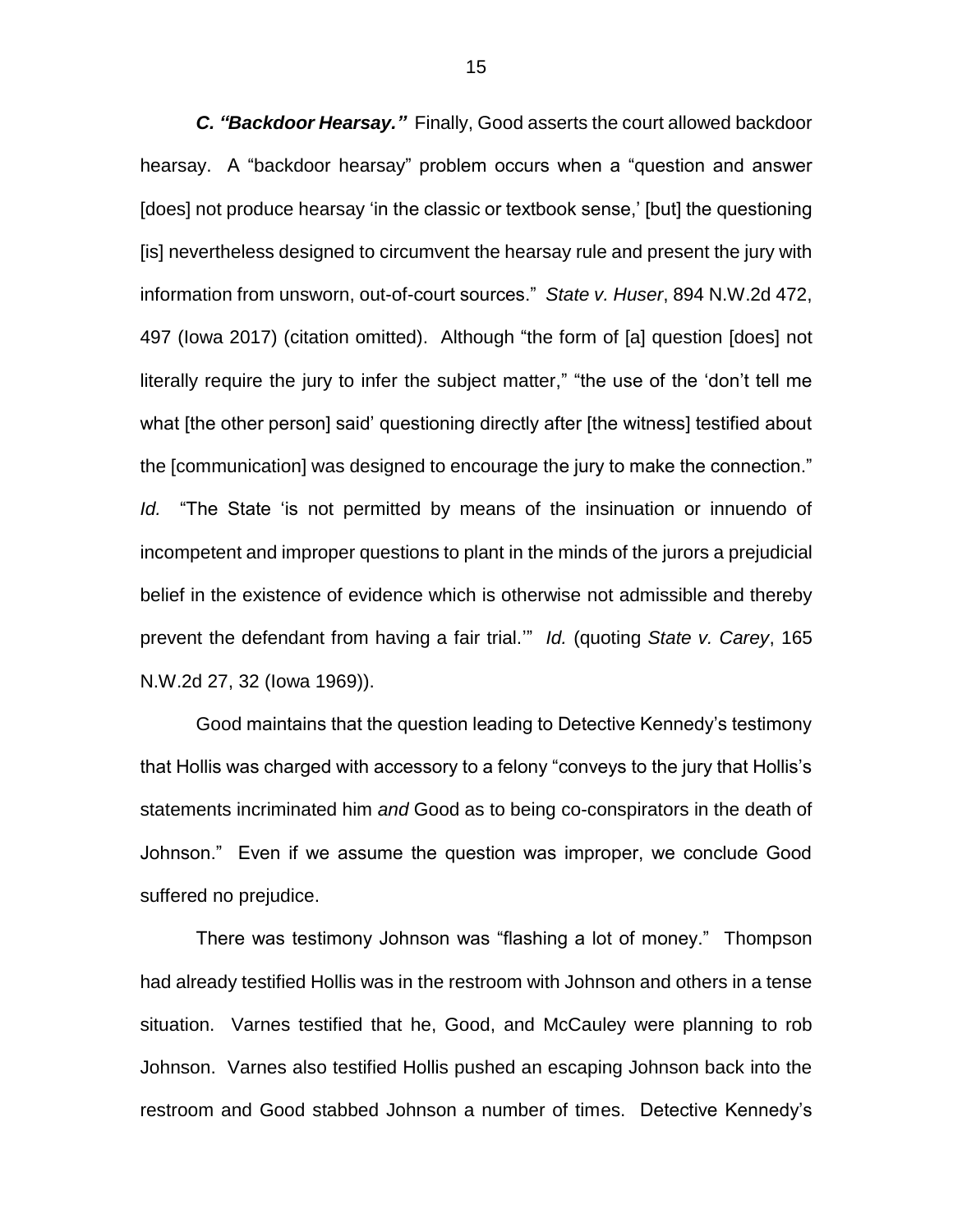***C. "Backdoor Hearsay."*** Finally, Good asserts the court allowed backdoor hearsay. A "backdoor hearsay" problem occurs when a "question and answer [does] not produce hearsay 'in the classic or textbook sense,' [but] the questioning [is] nevertheless designed to circumvent the hearsay rule and present the jury with information from unsworn, out-of-court sources." *State v. Huser*, 894 N.W.2d 472, 497 (Iowa 2017) (citation omitted). Although "the form of [a] question [does] not literally require the jury to infer the subject matter," "the use of the 'don't tell me what [the other person] said' questioning directly after [the witness] testified about the [communication] was designed to encourage the jury to make the connection." *Id.* "The State 'is not permitted by means of the insinuation or innuendo of incompetent and improper questions to plant in the minds of the jurors a prejudicial belief in the existence of evidence which is otherwise not admissible and thereby prevent the defendant from having a fair trial.'" *Id.* (quoting *State v. Carey*, 165 N.W.2d 27, 32 (Iowa 1969)).

Good maintains that the question leading to Detective Kennedy's testimony that Hollis was charged with accessory to a felony "conveys to the jury that Hollis's statements incriminated him *and* Good as to being co-conspirators in the death of Johnson." Even if we assume the question was improper, we conclude Good suffered no prejudice.

There was testimony Johnson was "flashing a lot of money." Thompson had already testified Hollis was in the restroom with Johnson and others in a tense situation. Varnes testified that he, Good, and McCauley were planning to rob Johnson. Varnes also testified Hollis pushed an escaping Johnson back into the restroom and Good stabbed Johnson a number of times. Detective Kennedy's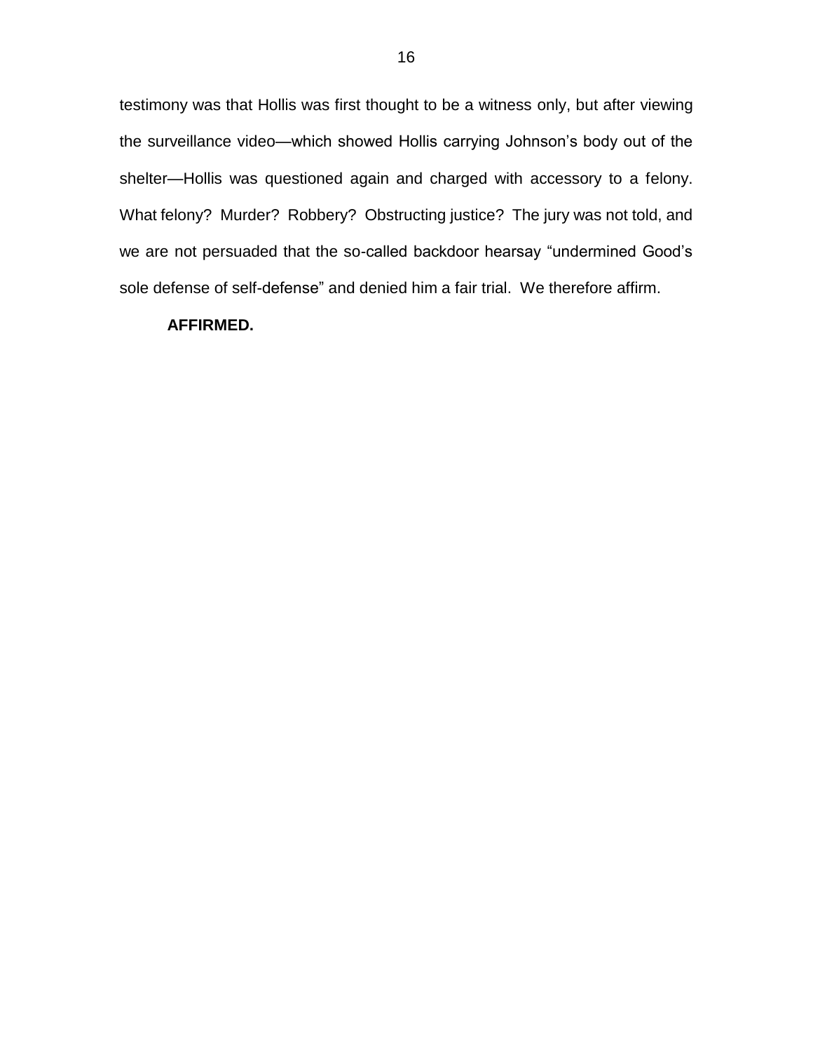testimony was that Hollis was first thought to be a witness only, but after viewing the surveillance video—which showed Hollis carrying Johnson's body out of the shelter—Hollis was questioned again and charged with accessory to a felony. What felony? Murder? Robbery? Obstructing justice? The jury was not told, and we are not persuaded that the so-called backdoor hearsay "undermined Good's sole defense of self-defense" and denied him a fair trial. We therefore affirm.

**AFFIRMED.**